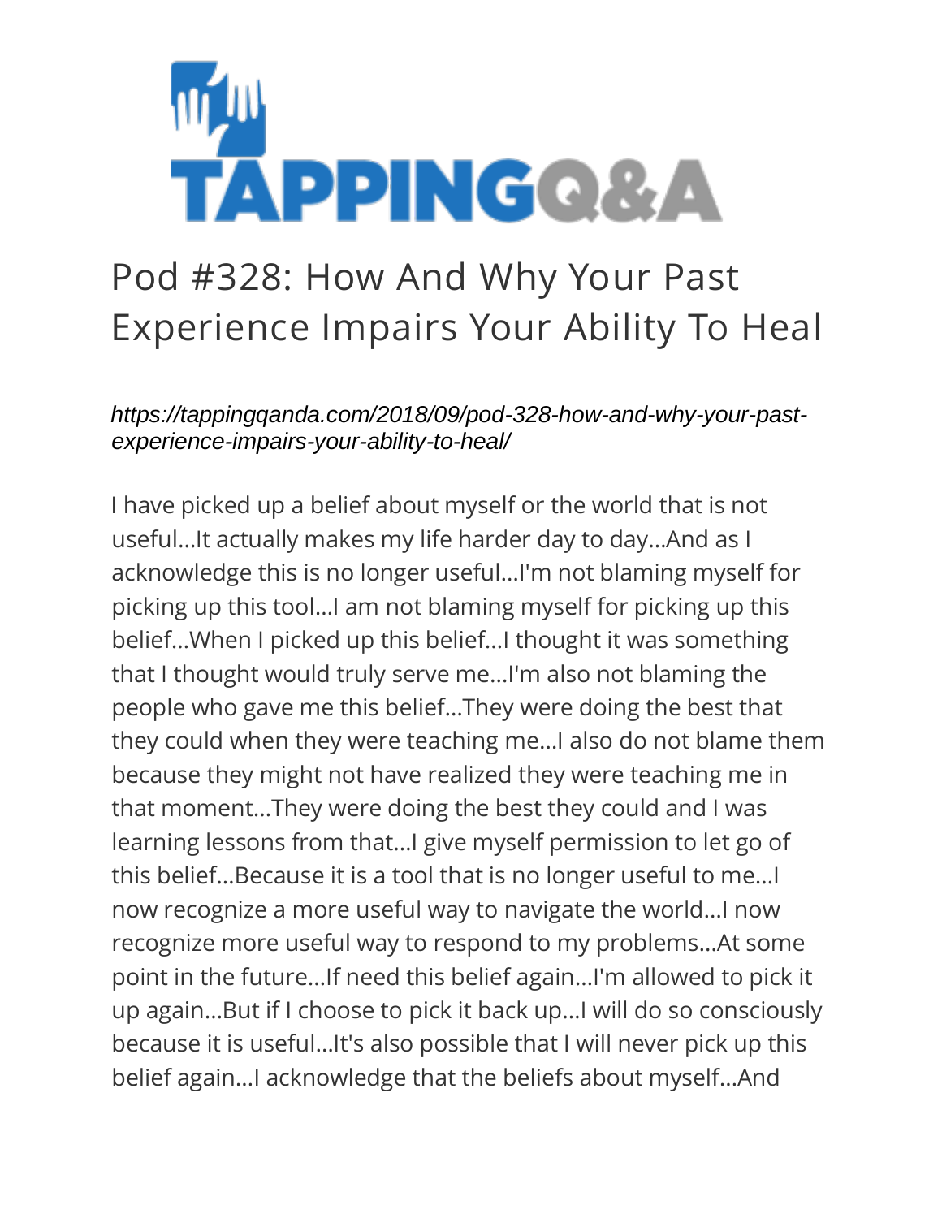# Pod #328: How And Why Your Past Experience Impairs Your Ability To Heal

*https://tappingqanda.com/2018/09/pod-328-how-and-why-your-past-experience-impairs-your-ability-to-heal/*

I have picked up a belief about myself or the world that is not useful…It actually makes my life harder day to day…And as I acknowledge this is no longer useful…I'm not blaming myself for picking up this tool…I am not blaming myself for picking up this belief…When I picked up this belief…I thought it was something that I thought would truly serve me…I'm also not blaming the people who gave me this belief…They were doing the best that they could when they were teaching me…I also do not blame them because they might not have realized they were teaching me in that moment…They were doing the best they could and I was learning lessons from that…I give myself permission to let go of this belief…Because it is a tool that is no longer useful to me…I now recognize a more useful way to navigate the world…I now recognize more useful way to respond to my problems…At some point in the future…If need this belief again…I'm allowed to pick it up again…But if I choose to pick it back up…I will do so consciously because it is useful…It's also possible that I will never pick up this belief again…I acknowledge that the beliefs about myself…And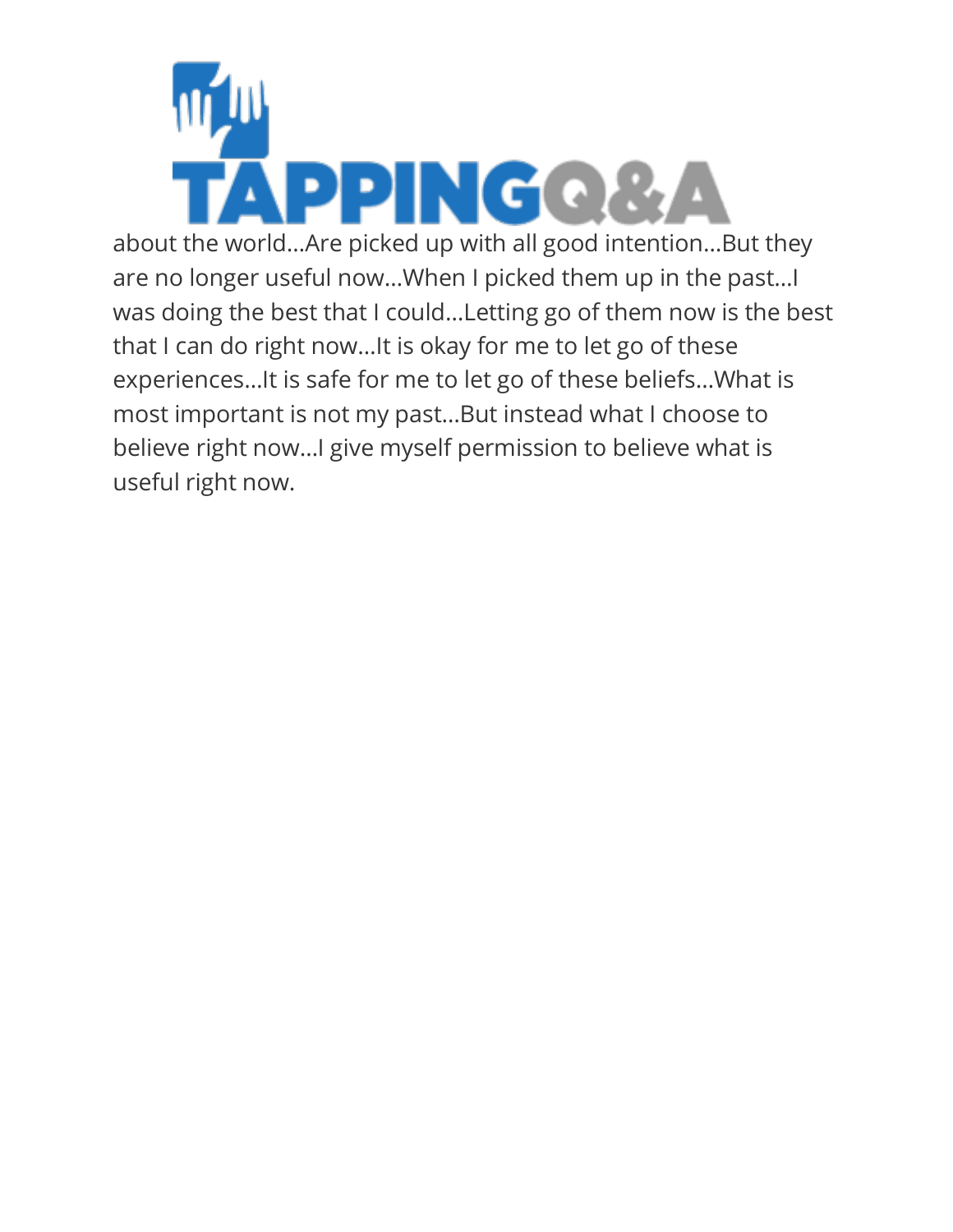about the world…Are picked up with all good intention…But they are no longer useful now…When I picked them up in the past…I was doing the best that I could…Letting go of them now is the best that I can do right now…It is okay for me to let go of these experiences…It is safe for me to let go of these beliefs…What is most important is not my past…But instead what I choose to believe right now…I give myself permission to believe what is useful right now.